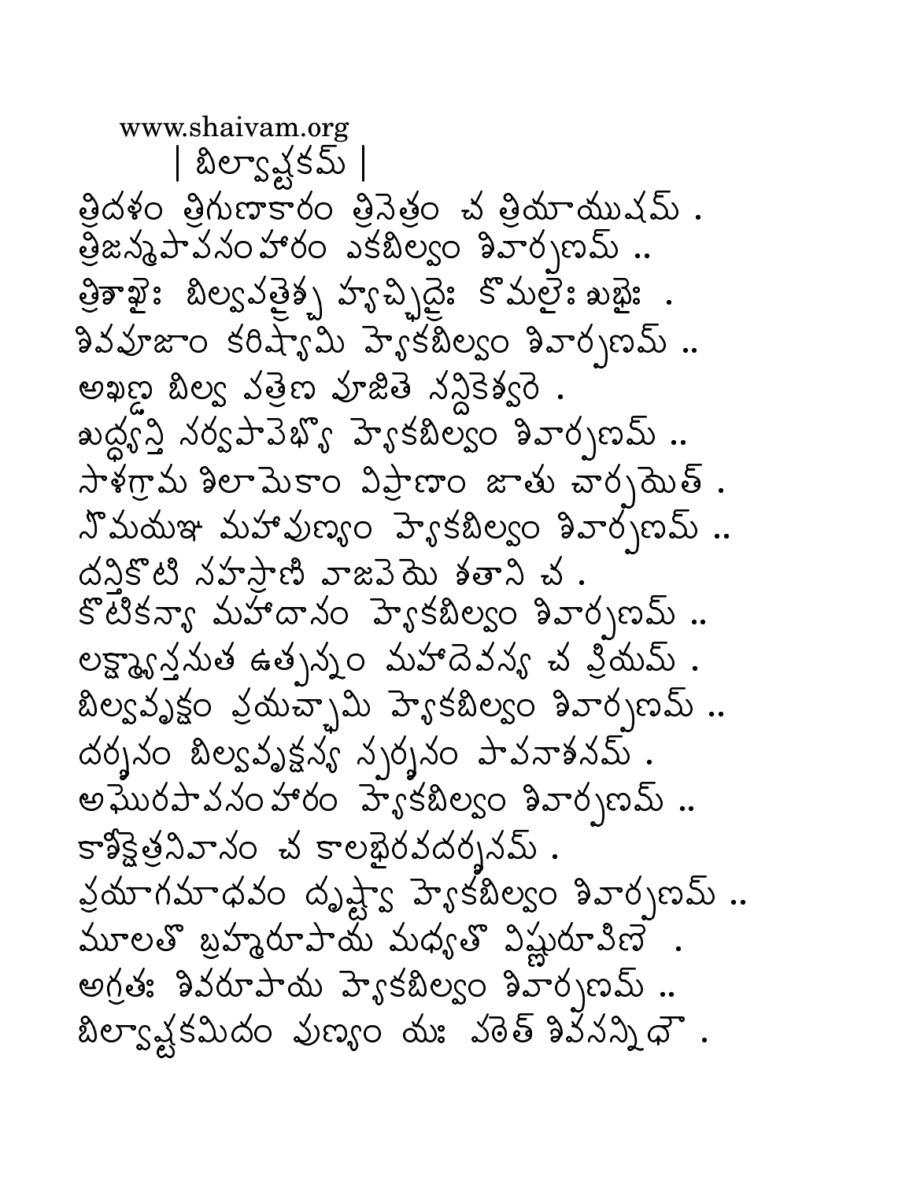www.shaivam.org

| బిల్వాష్టకమ్ |

త్రిదళం త్రిగుణాకారం త్రినేత్రం చ త్రియాయుషమ్ .
త్రిజన్మపాపసంహారం ఏకబిల్వం శివార్పణమ్ ..
త్రిశాఖైః బిల్వపత్రైశ్చ హ్యచ్ఛిద్రైః కోమలైః శుభైః .
శివపూజాం కరిష్యామి హ్యేకబిల్వం శివార్పణమ్ ..
అఖణ్డ బిల్వ పత్రేణ పూజితే నన్దికేశ్వరే .
శుద్ధ్యన్తి సర్వపాపేభ్యో హ్యేకబిల్వం శివార్పణమ్ ..
సాళగ్రామ శిలామేకాం విప్రాణాం జాతు చార్పయేత్ .
సోమయజ్ఞ మహాపుణ్యం హ్యేకబిల్వం శివార్పణమ్ ..
దన్తికోటి సహస్రాణి వాజపేయ శతాని చ .
కోటికన్యా మహాదానం హ్యేకబిల్వం శివార్పణమ్ ..
లక్ష్మ్యాస్తనుత ఉత్పన్నం మహాదేవస్య చ ప్రియమ్ .
బిల్వవృక్షం ప్రయచ్ఛామి హ్యేకబిల్వం శివార్పణమ్ ..
దర్శనం బిల్వవృక్షస్య స్పర్శనం పాపనాశనమ్ .
అఘోరపాపసంహారం హ్యేకబిల్వం శివార్పణమ్ ..
కాశీక్షేత్రనివాసం చ కాలభైరవదర్శనమ్ .
ప్రయాగమాధవం దృష్ట్వా హ్యేకబిల్వం శివార్పణమ్ ..
మూలతో బ్రహ్మరూపాయ మధ్యతో విష్ణురూపిణే .
అగ్రతః శివరూపాయ హ్యేకబిల్వం శివార్పణమ్ ..
బిల్వాష్టకమిదం పుణ్యం యః పఠేత్ శివసన్నిధౌ .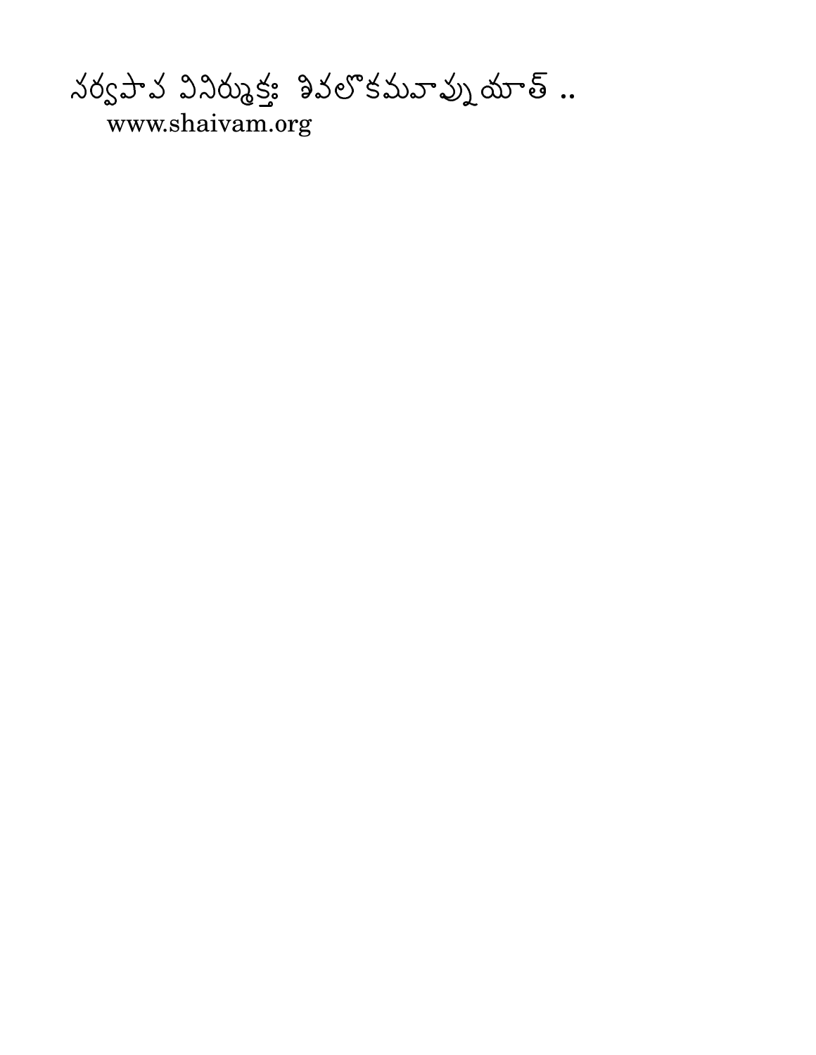సర్వపాప వినిర్ముక్తః శివలోకమవాప్నుయాత్ ..

www.shaivam.org